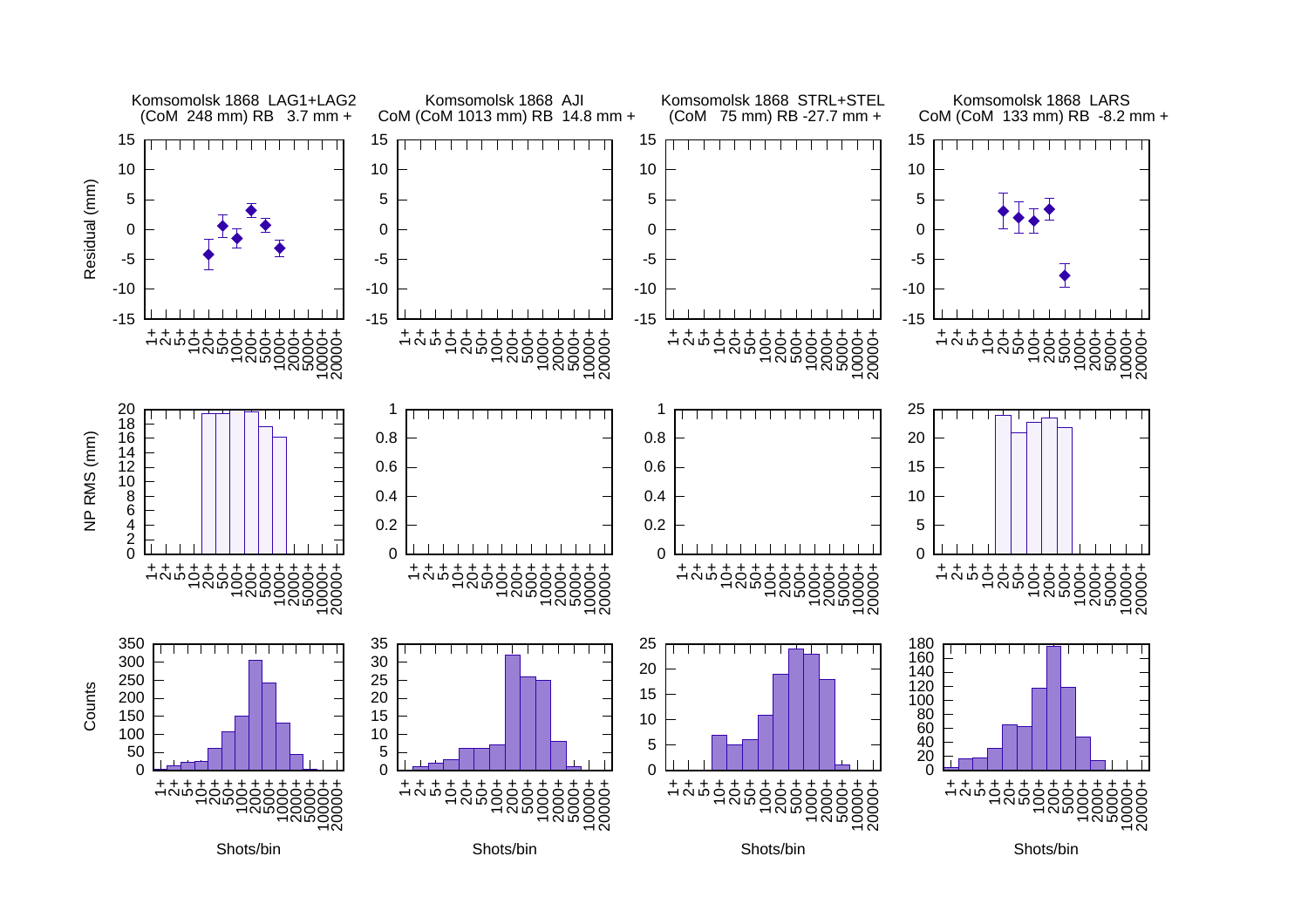Komsomolsk 1868 LAG1+LAG2
(CoM 248 mm) RB 3.7 mm +

Komsomolsk 1868 AJI
CoM (CoM 1013 mm) RB 14.8 mm +

Komsomolsk 1868 STRL+STEL
(CoM 75 mm) RB -27.7 mm +

Komsomolsk 1868 LARS
CoM (CoM 133 mm) RB -8.2 mm +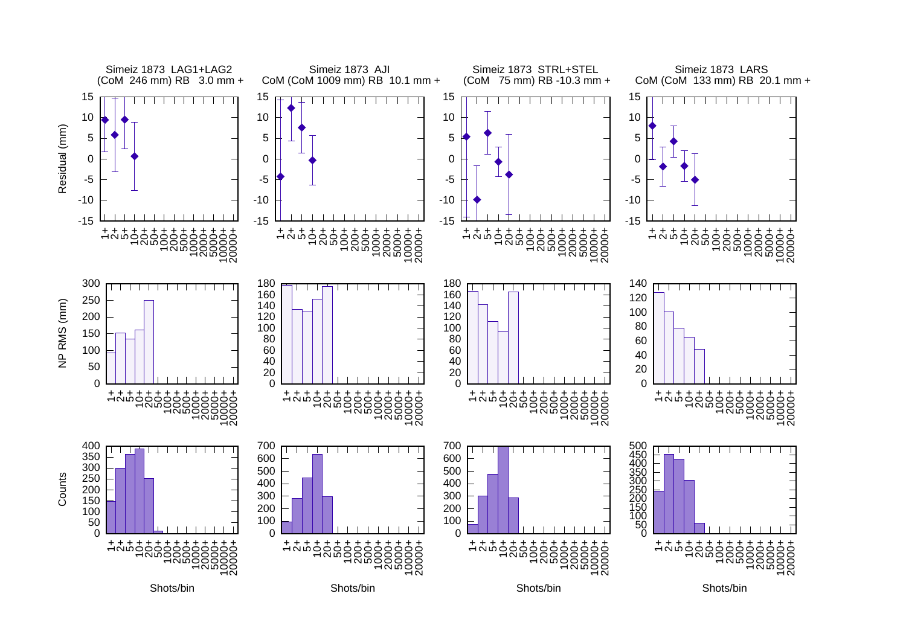Simeiz 1873 LAG1+LAG2
(CoM 246 mm) RB 3.0 mm +

Simeiz 1873 AJI
CoM (CoM 1009 mm) RB 10.1 mm +

Simeiz 1873 STRL+STEL
(CoM 75 mm) RB -10.3 mm +

Simeiz 1873 LARS
CoM (CoM 133 mm) RB 20.1 mm +

Residual (mm)

NP RMS (mm)

Counts

Shots/bin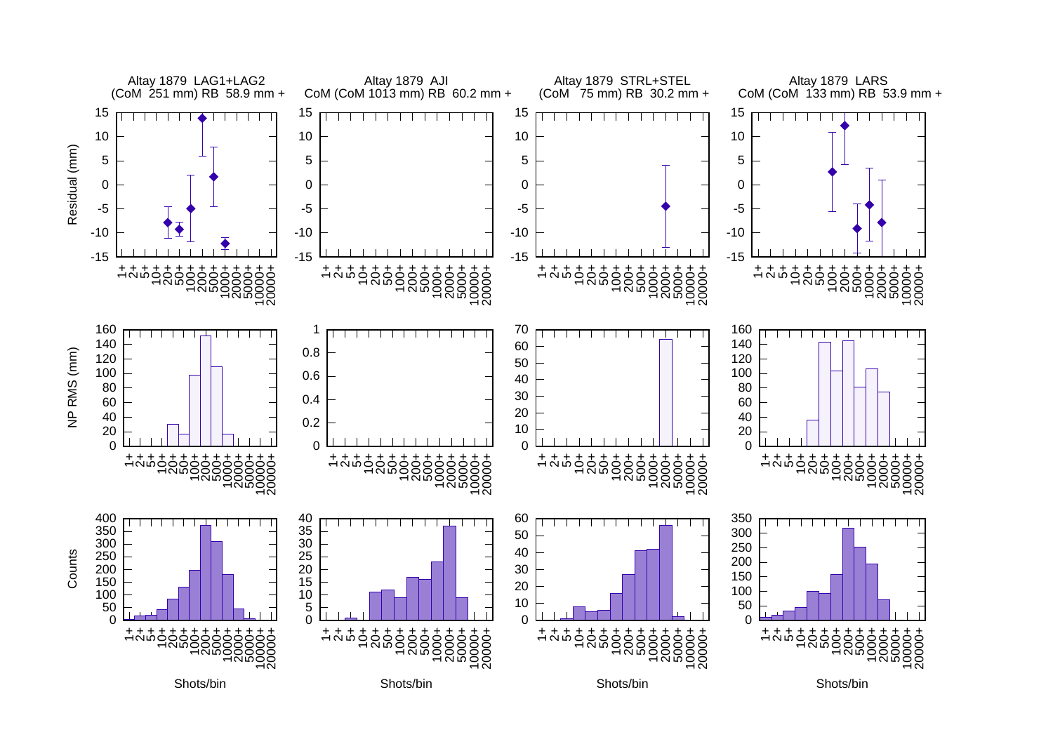Altay 1879 LAG1+LAG2
(CoM 251 mm) RB 58.9 mm +

Altay 1879 AJI
CoM (CoM 1013 mm) RB 60.2 mm +

Altay 1879 STRL+STEL
(CoM 75 mm) RB 30.2 mm +

Altay 1879 LARS
CoM (CoM 133 mm) RB 53.9 mm +

Residual (mm)

NP RMS (mm)

Counts

1+ 2+ 5+ 10+ 20+ 50+ 100+ 200+ 500+ 1000+ 2000+ 5000+ 10000+ 20000+

Shots/bin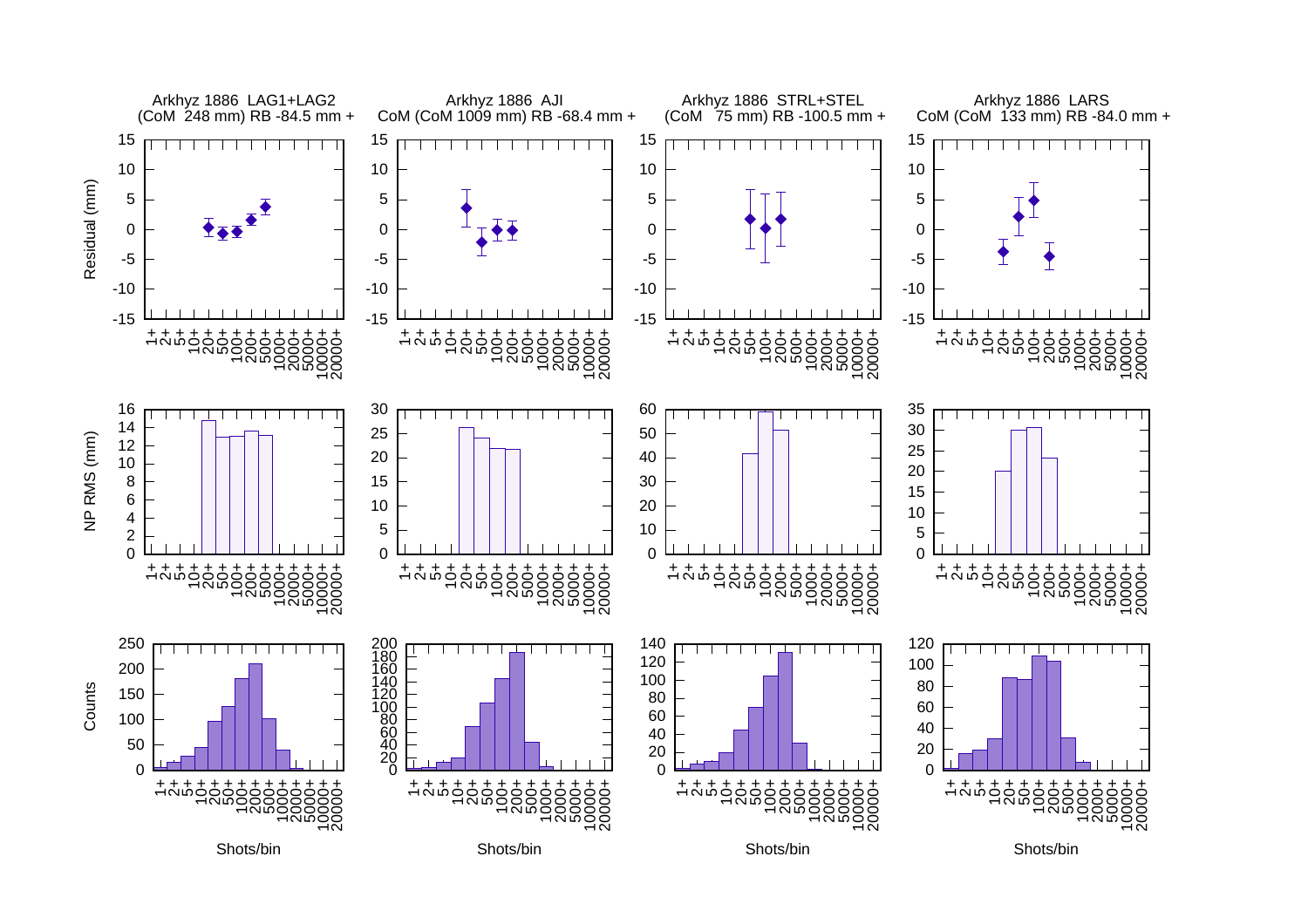Arkhyz 1886 LAG1+LAG2
(CoM 248 mm) RB -84.5 mm +

Arkhyz 1886 AJI
CoM (CoM 1009 mm) RB -68.4 mm +

Arkhyz 1886 STRL+STEL
(CoM 75 mm) RB -100.5 mm +

Arkhyz 1886 LARS
CoM (CoM 133 mm) RB -84.0 mm +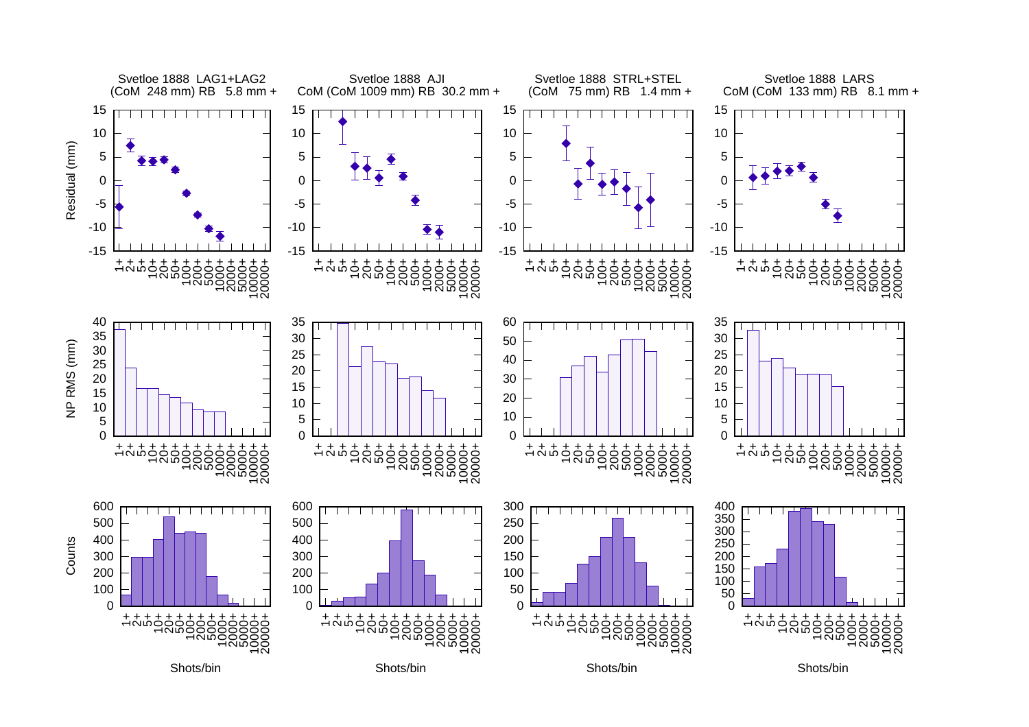Svetloe 1888 LAG1+LAG2
(CoM 248 mm) RB 5.8 mm +

Svetloe 1888 AJI
CoM (CoM 1009 mm) RB 30.2 mm +

Svetloe 1888 STRL+STEL
(CoM 75 mm) RB 1.4 mm +

Svetloe 1888 LARS
CoM (CoM 133 mm) RB 8.1 mm +

Residual (mm)

NP RMS (mm)

Counts

Shots/bin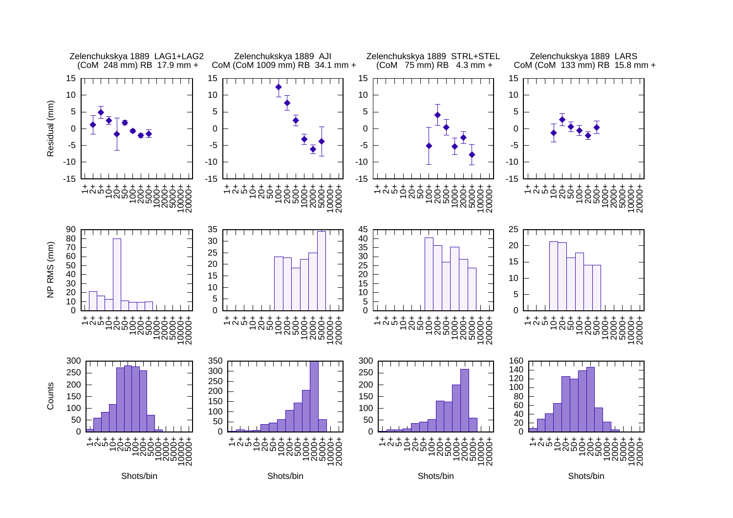Zelenchukskya 1889 LAG1+LAG2
(CoM 248 mm) RB 17.9 mm +

Zelenchukskya 1889 AJI
CoM (CoM 1009 mm) RB 34.1 mm +

Zelenchukskya 1889 STRL+STEL
(CoM 75 mm) RB 4.3 mm +

Zelenchukskya 1889 LARS
CoM (CoM 133 mm) RB 15.8 mm +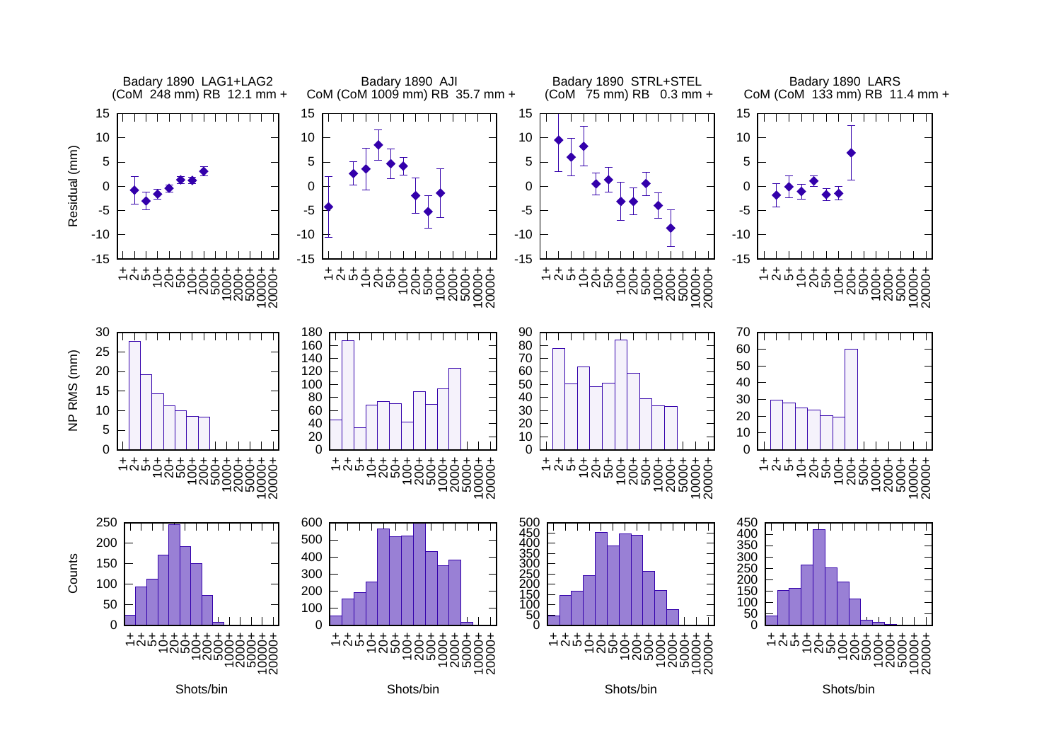Badary 1890 LAG1+LAG2
(CoM 248 mm) RB 12.1 mm +

Badary 1890 AJI
CoM (CoM 1009 mm) RB 35.7 mm +

Badary 1890 STRL+STEL
(CoM 75 mm) RB 0.3 mm +

Badary 1890 LARS
CoM (CoM 133 mm) RB 11.4 mm +

Residual (mm)

NP RMS (mm)

Counts

Shots/bin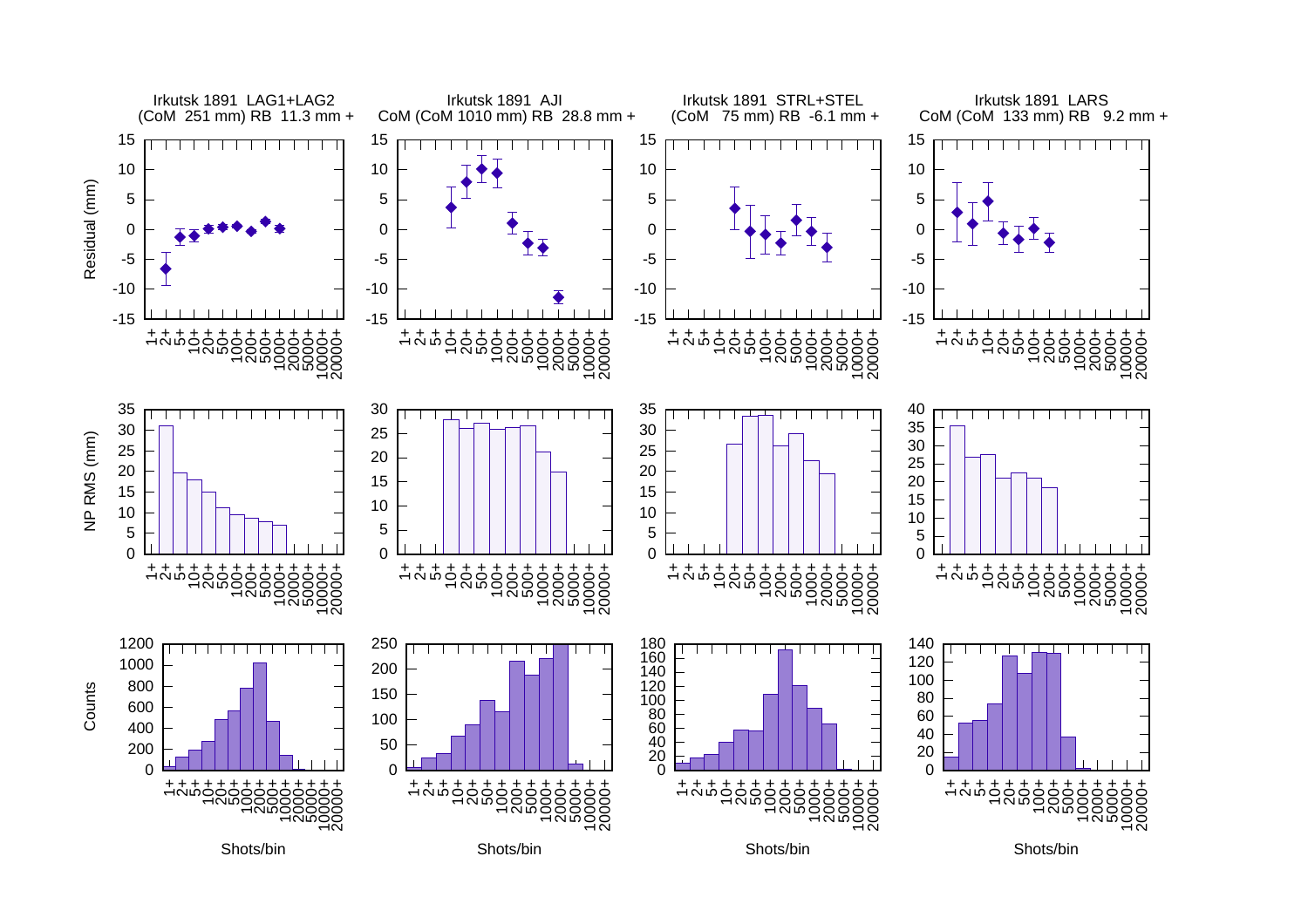Irkutsk 1891 LAG1+LAG2
(CoM 251 mm) RB 11.3 mm +

Irkutsk 1891 AJI
CoM (CoM 1010 mm) RB 28.8 mm +

Irkutsk 1891 STRL+STEL
(CoM 75 mm) RB -6.1 mm +

Irkutsk 1891 LARS
CoM (CoM 133 mm) RB 9.2 mm +

Residual (mm)

NP RMS (mm)

Counts

Shots/bin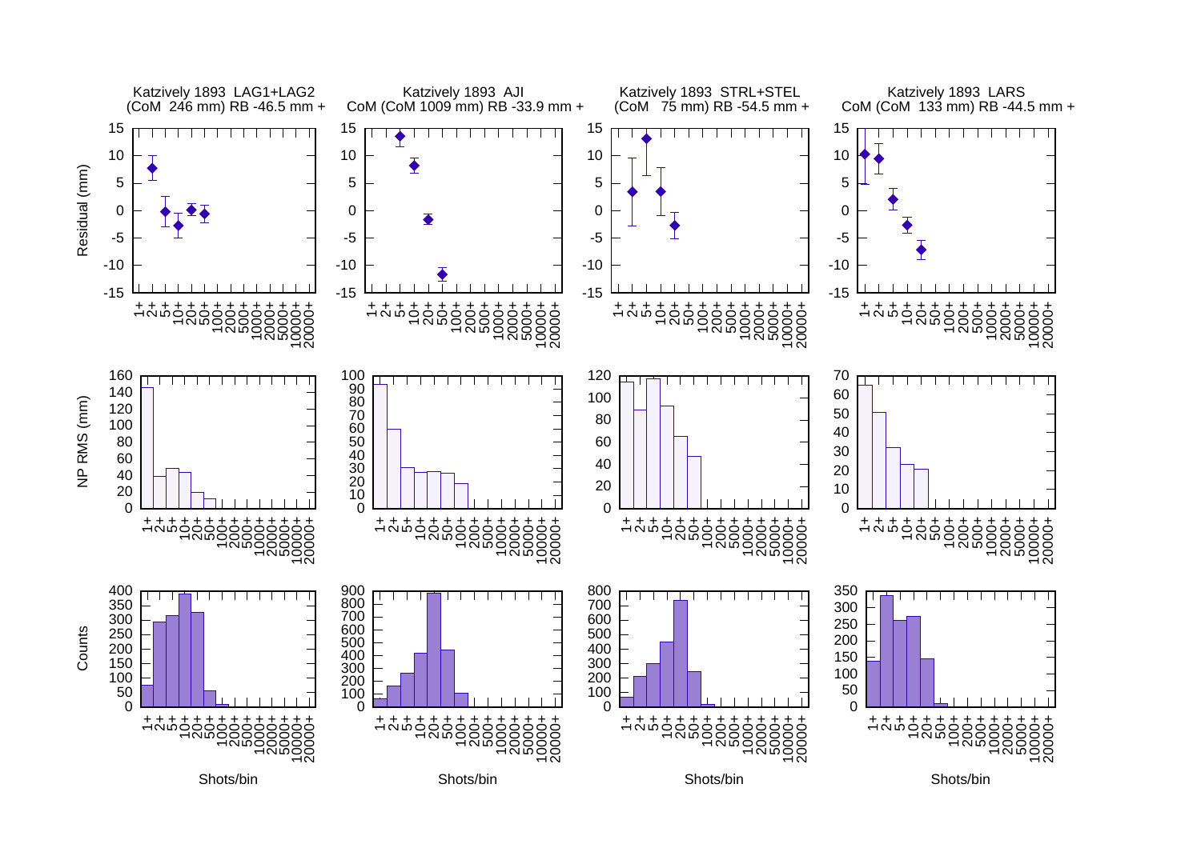Katzively 1893 LAG1+LAG2
(CoM 246 mm) RB -46.5 mm +

Katzively 1893 AJI
CoM (CoM 1009 mm) RB -33.9 mm +

Katzively 1893 STRL+STEL
(CoM 75 mm) RB -54.5 mm +

Katzively 1893 LARS
CoM (CoM 133 mm) RB -44.5 mm +

Residual (mm)

NP RMS (mm)

Counts

Shots/bin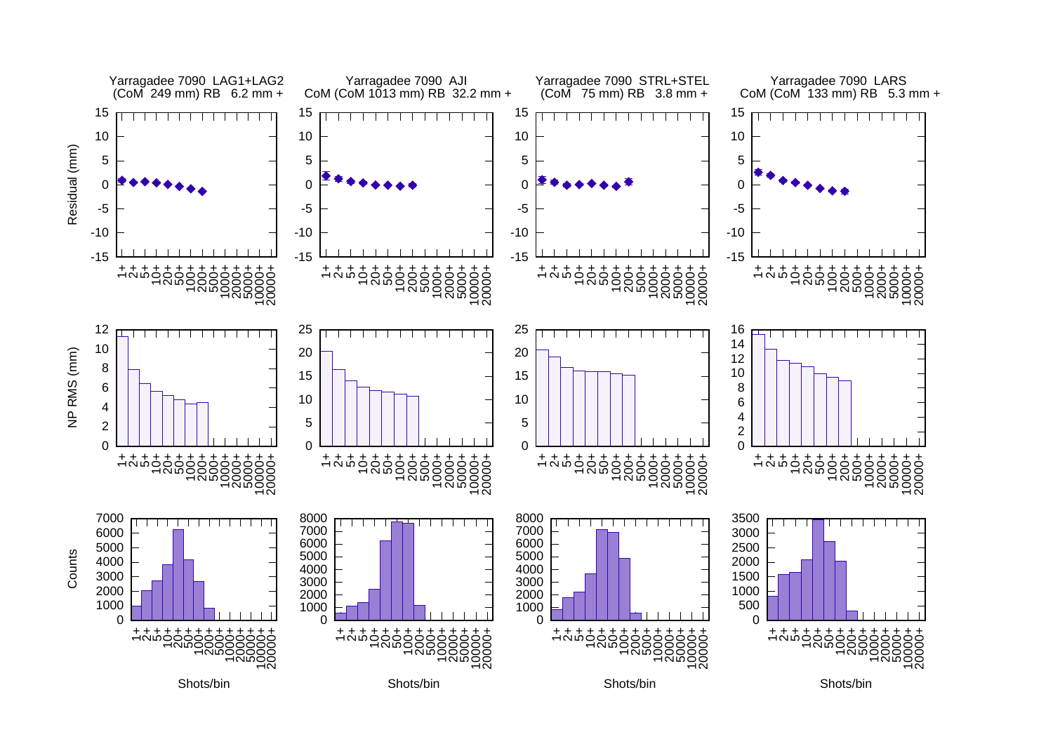Yarragadee 7090 LAG1+LAG2
(CoM 249 mm) RB 6.2 mm +

Yarragadee 7090 AJI
CoM (CoM 1013 mm) RB 32.2 mm +

Yarragadee 7090 STRL+STEL
(CoM 75 mm) RB 3.8 mm +

Yarragadee 7090 LARS
CoM (CoM 133 mm) RB 5.3 mm +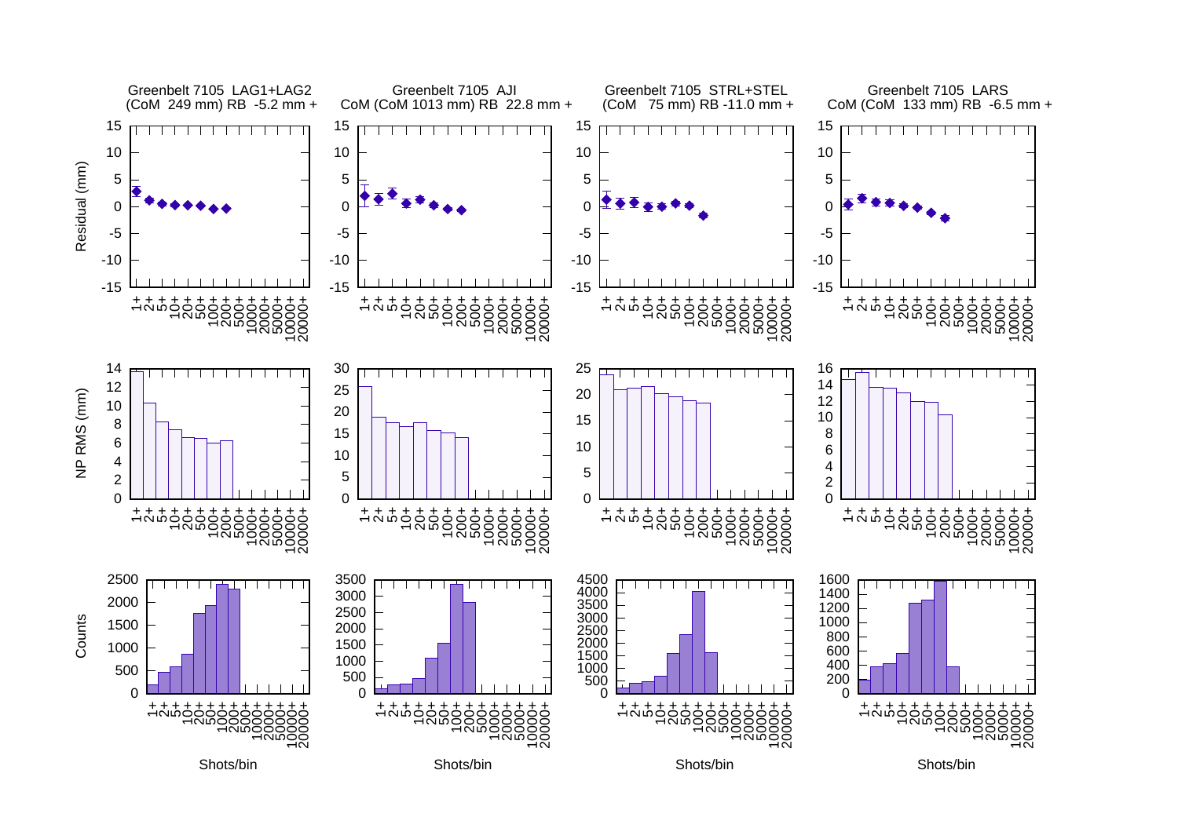Greenbelt 7105 LAG1+LAG2
(CoM 249 mm) RB -5.2 mm +

Greenbelt 7105 AJI
CoM (CoM 1013 mm) RB 22.8 mm +

Greenbelt 7105 STRL+STEL
(CoM 75 mm) RB -11.0 mm +

Greenbelt 7105 LARS
CoM (CoM 133 mm) RB -6.5 mm +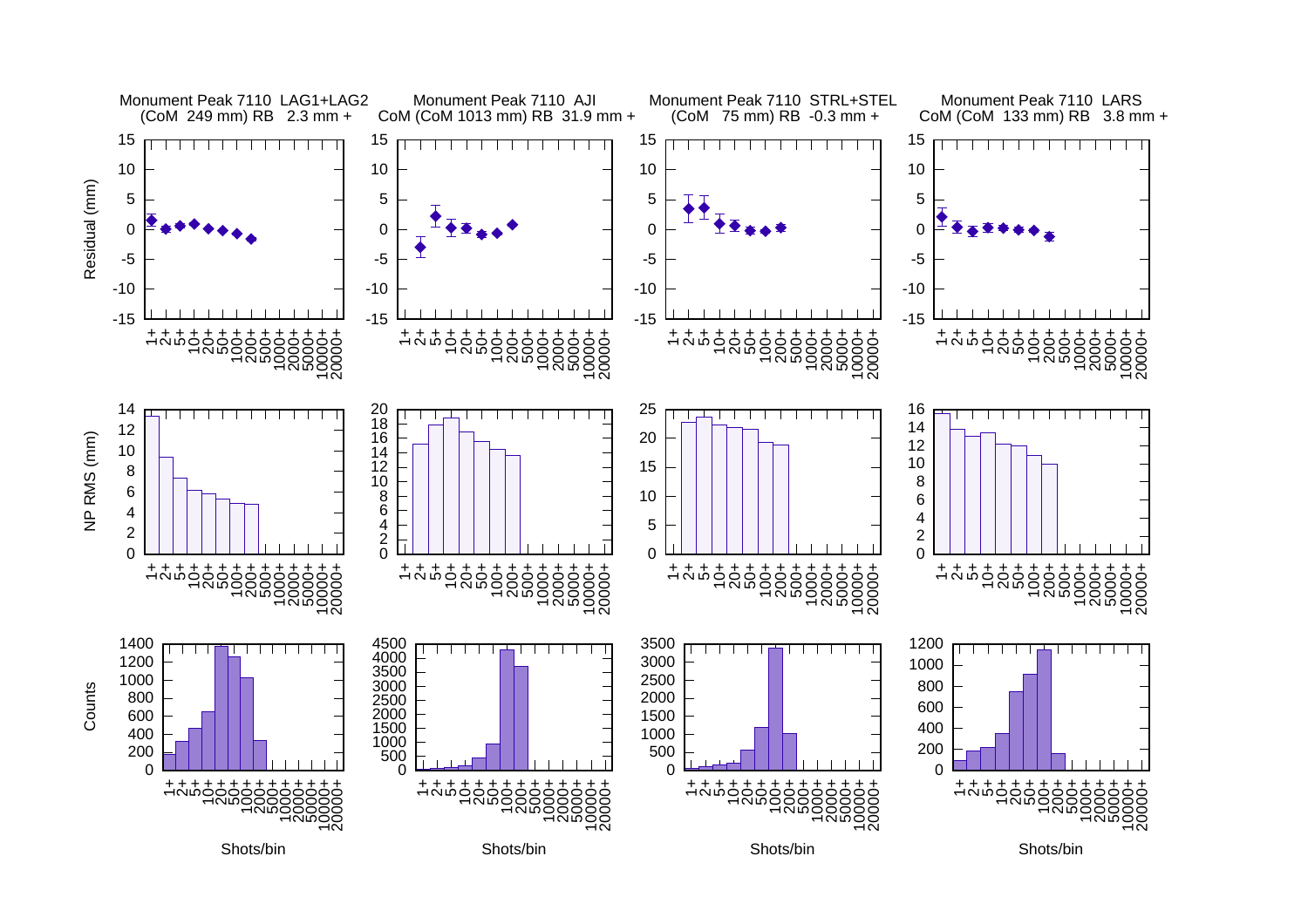Monument Peak 7110 LAG1+LAG2
(CoM 249 mm) RB 2.3 mm +

Monument Peak 7110 AJI
CoM (CoM 1013 mm) RB 31.9 mm +

Monument Peak 7110 STRL+STEL
(CoM 75 mm) RB -0.3 mm +

Monument Peak 7110 LARS
CoM (CoM 133 mm) RB 3.8 mm +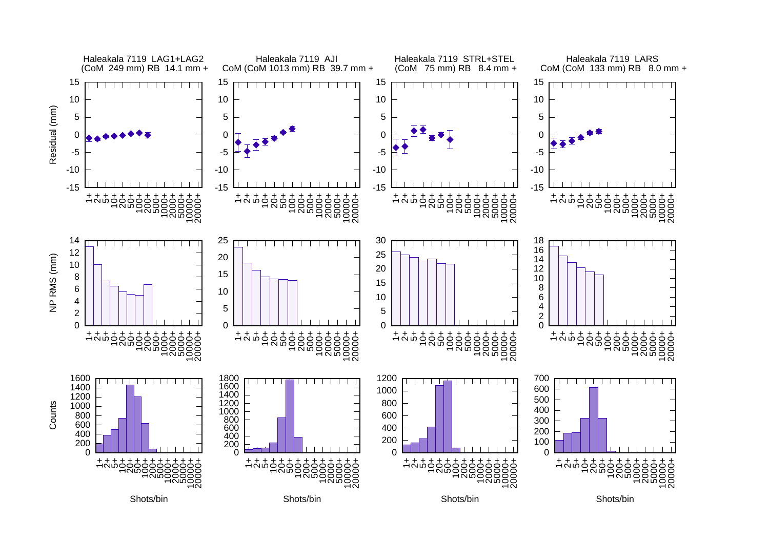Haleakala 7119 LAG1+LAG2
(CoM 249 mm) RB 14.1 mm +

Haleakala 7119 AJI
CoM (CoM 1013 mm) RB 39.7 mm +

Haleakala 7119 STRL+STEL
(CoM 75 mm) RB 8.4 mm +

Haleakala 7119 LARS
CoM (CoM 133 mm) RB 8.0 mm +

Residual (mm)

NP RMS (mm)

Counts

Shots/bin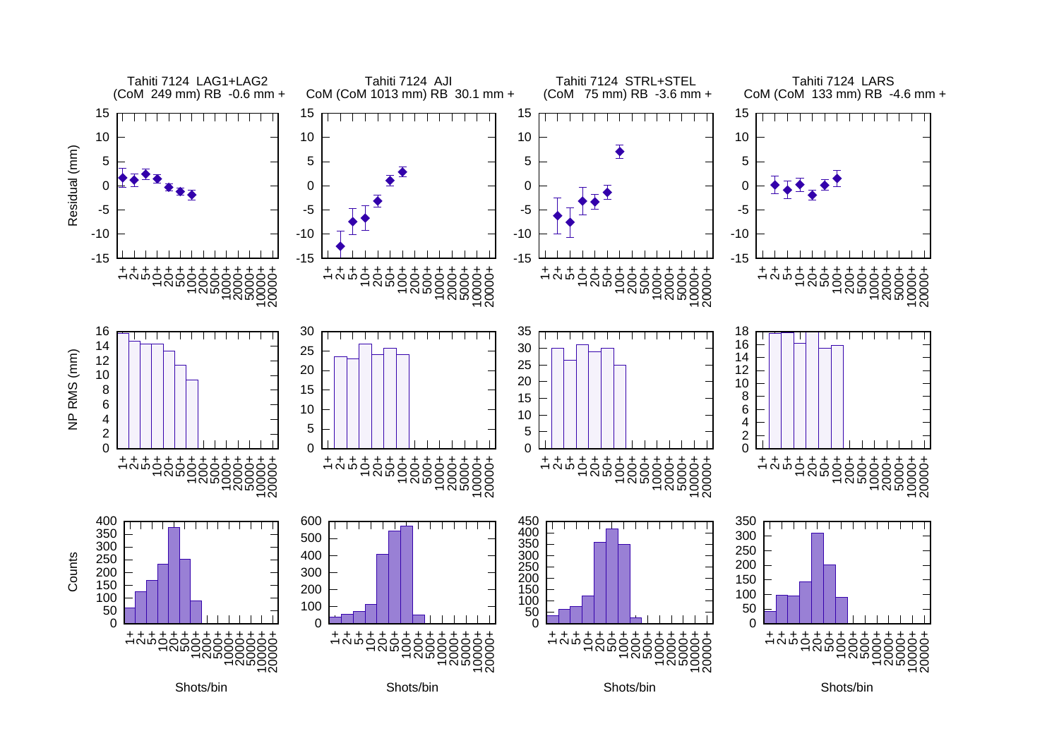Tahiti 7124 LAG1+LAG2
(CoM 249 mm) RB -0.6 mm +

Tahiti 7124 AJI
CoM (CoM 1013 mm) RB 30.1 mm +

Tahiti 7124 STRL+STEL
(CoM 75 mm) RB -3.6 mm +

Tahiti 7124 LARS
CoM (CoM 133 mm) RB -4.6 mm +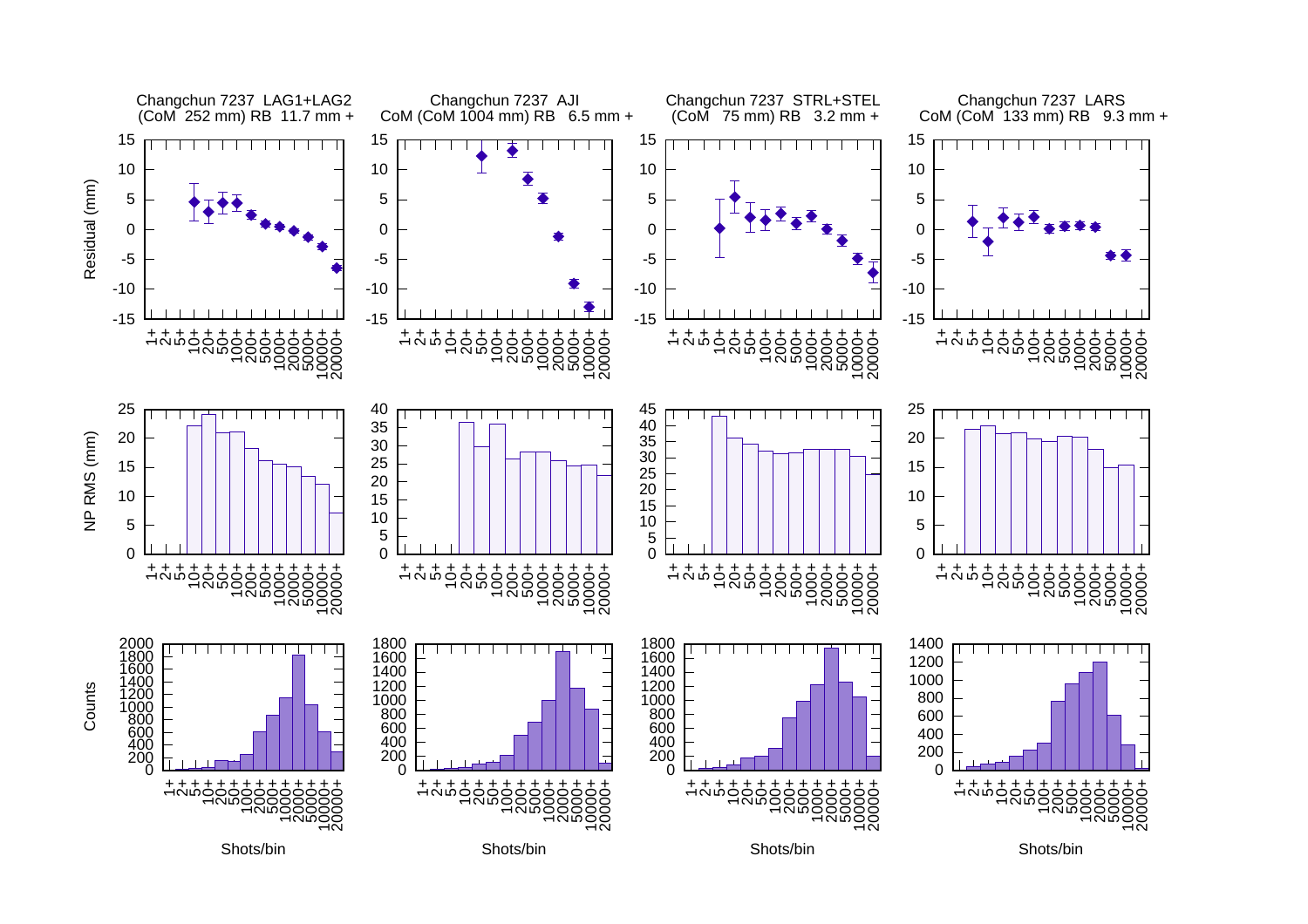Changchun 7237 LAG1+LAG2
(CoM 252 mm) RB 11.7 mm +

Changchun 7237 AJI
CoM (CoM 1004 mm) RB 6.5 mm +

Changchun 7237 STRL+STEL
(CoM 75 mm) RB 3.2 mm +

Changchun 7237 LARS
CoM (CoM 133 mm) RB 9.3 mm +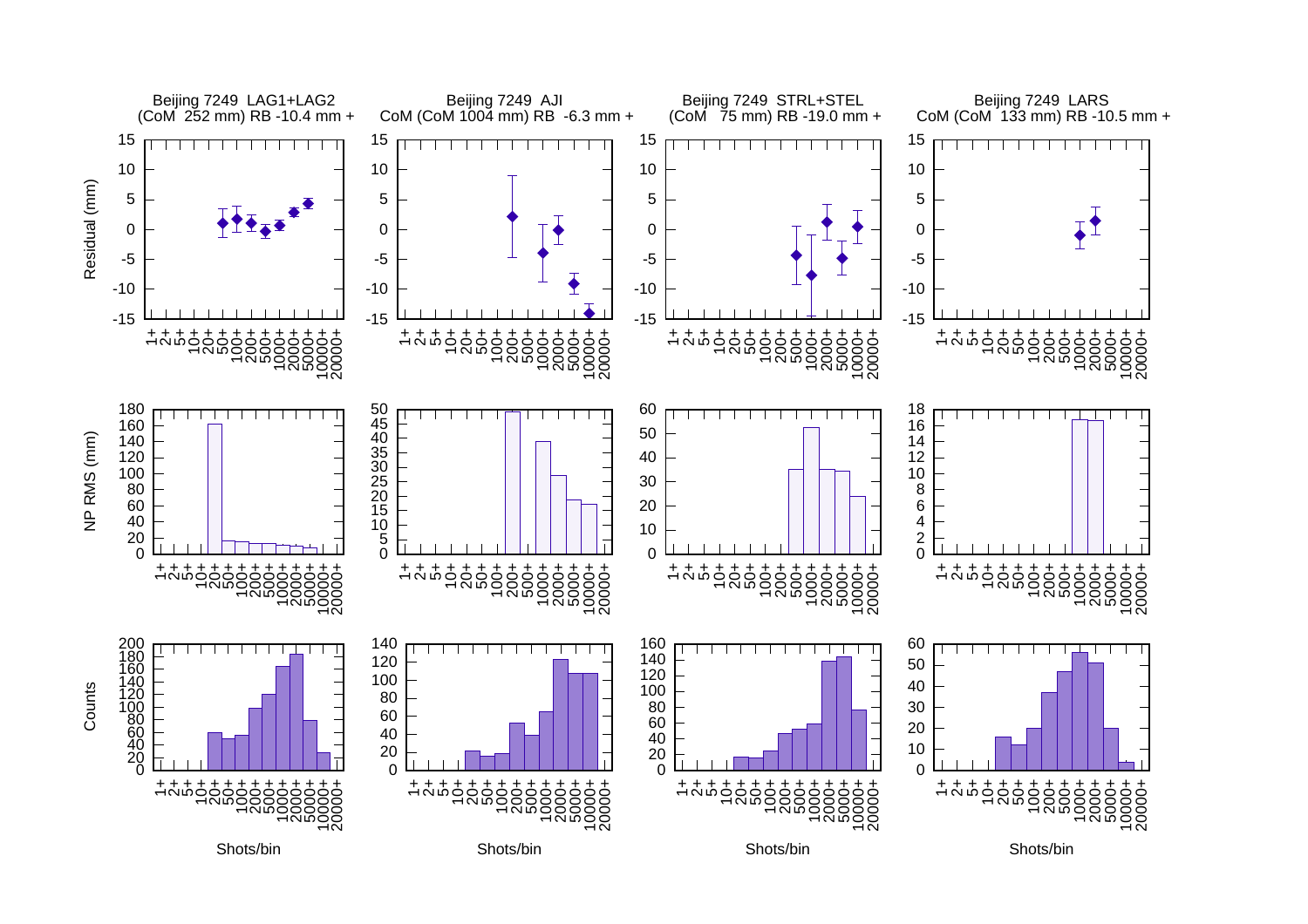Beijing 7249 LAG1+LAG2
(CoM 252 mm) RB -10.4 mm +

Beijing 7249 AJI
CoM (CoM 1004 mm) RB -6.3 mm +

Beijing 7249 STRL+STEL
(CoM 75 mm) RB -19.0 mm +

Beijing 7249 LARS
CoM (CoM 133 mm) RB -10.5 mm +

Residual (mm)

NP RMS (mm)

Counts

Shots/bin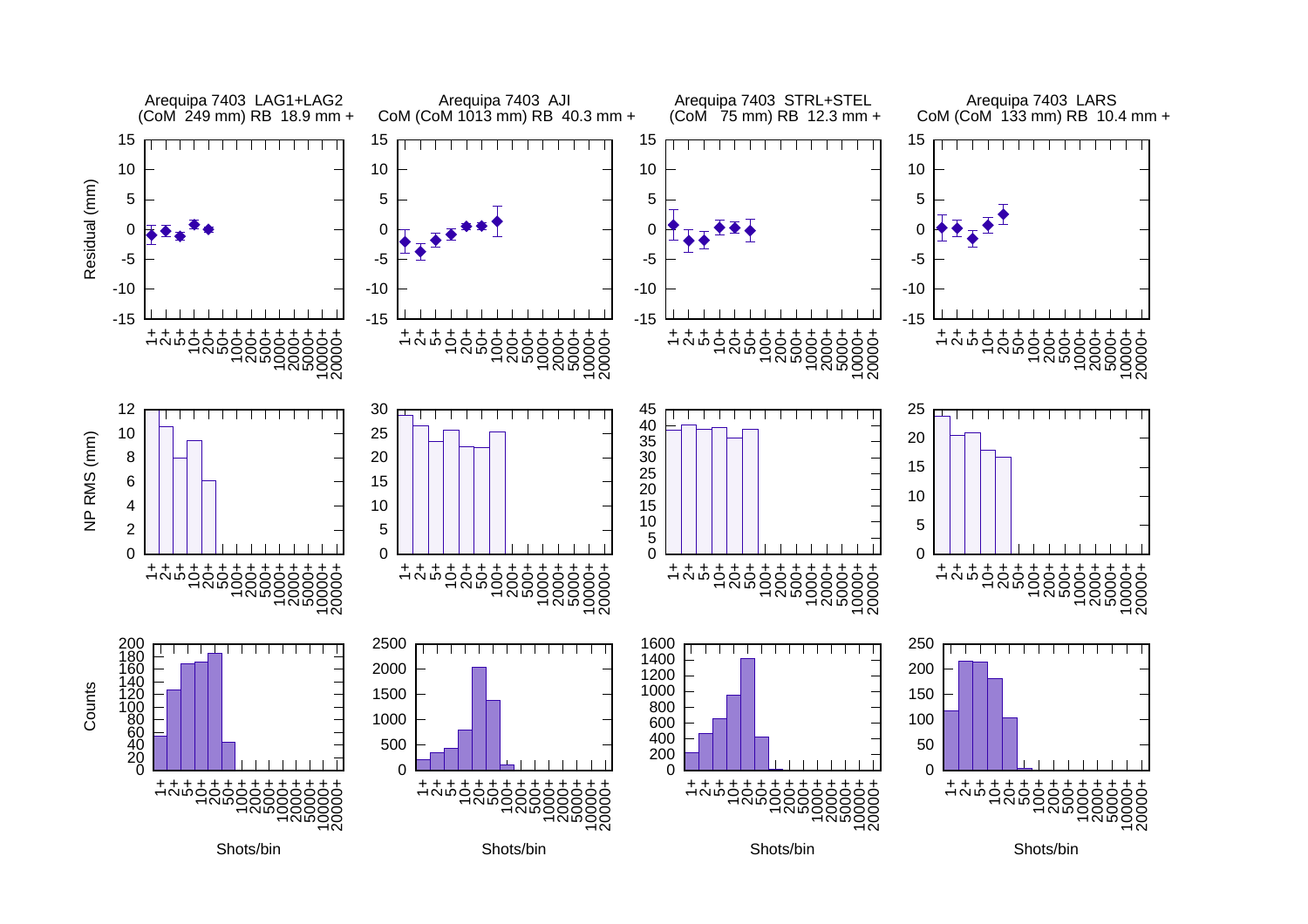Arequipa 7403 LAG1+LAG2
(CoM 249 mm) RB 18.9 mm +

Arequipa 7403 AJI
CoM (CoM 1013 mm) RB 40.3 mm +

Arequipa 7403 STRL+STEL
(CoM 75 mm) RB 12.3 mm +

Arequipa 7403 LARS
CoM (CoM 133 mm) RB 10.4 mm +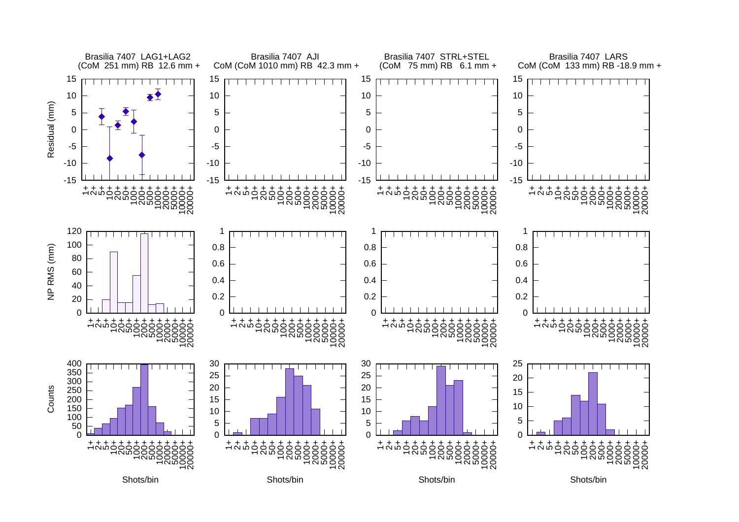Brasilia 7407 LAG1+LAG2
(CoM 251 mm) RB 12.6 mm +

Brasilia 7407 AJI
CoM (CoM 1010 mm) RB 42.3 mm +

Brasilia 7407 STRL+STEL
(CoM 75 mm) RB 6.1 mm +

Brasilia 7407 LARS
CoM (CoM 133 mm) RB -18.9 mm +

Residual (mm)

NP RMS (mm)

Counts

Shots/bin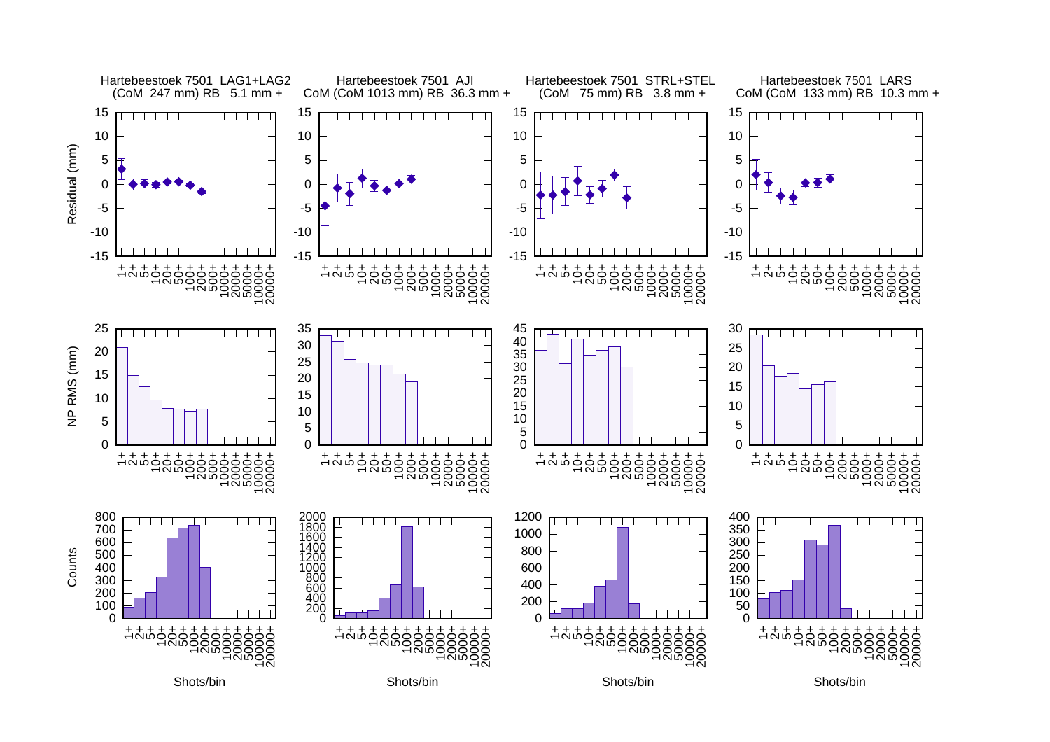Hartebeestoek 7501 LAG1+LAG2
(CoM 247 mm) RB 5.1 mm +

Hartebeestoek 7501 AJI
CoM (CoM 1013 mm) RB 36.3 mm +

Hartebeestoek 7501 STRL+STEL
(CoM 75 mm) RB 3.8 mm +

Hartebeestoek 7501 LARS
CoM (CoM 133 mm) RB 10.3 mm +

Residual (mm)

NP RMS (mm)

Counts

Shots/bin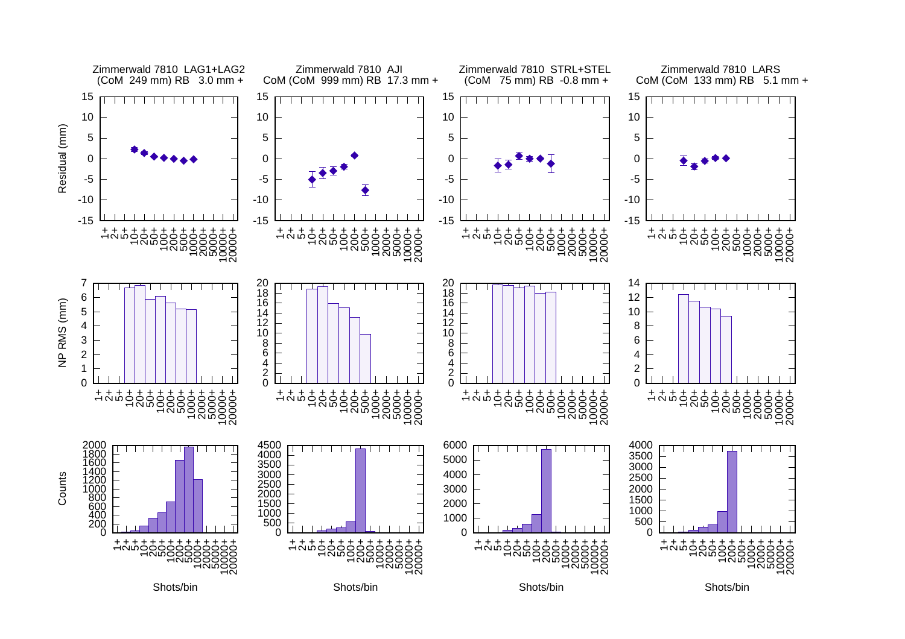Zimmerwald 7810 LAG1+LAG2
(CoM 249 mm) RB 3.0 mm +

Zimmerwald 7810 AJI
CoM (CoM 999 mm) RB 17.3 mm +

Zimmerwald 7810 STRL+STEL
(CoM 75 mm) RB -0.8 mm +

Zimmerwald 7810 LARS
CoM (CoM 133 mm) RB 5.1 mm +

Residual (mm)

NP RMS (mm)

Counts

Shots/bin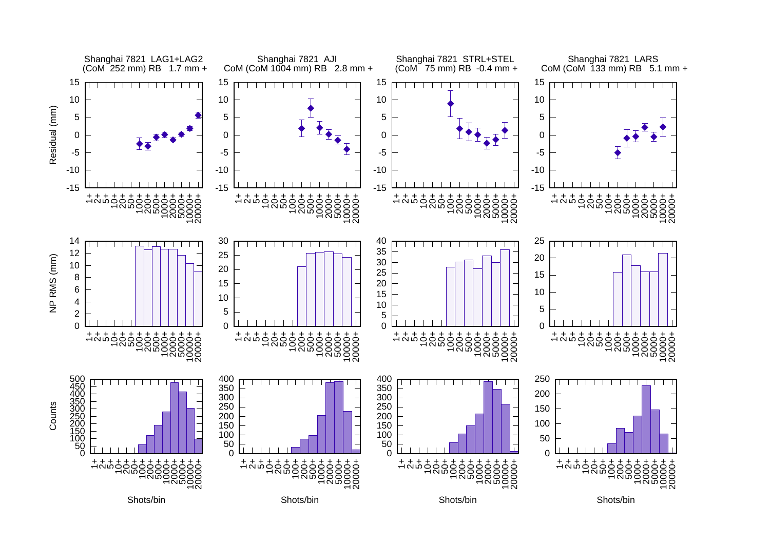Shanghai 7821 LAG1+LAG2
(CoM 252 mm) RB 1.7 mm +

Shanghai 7821 AJI
CoM (CoM 1004 mm) RB 2.8 mm +

Shanghai 7821 STRL+STEL
(CoM 75 mm) RB -0.4 mm +

Shanghai 7821 LARS
CoM (CoM 133 mm) RB 5.1 mm +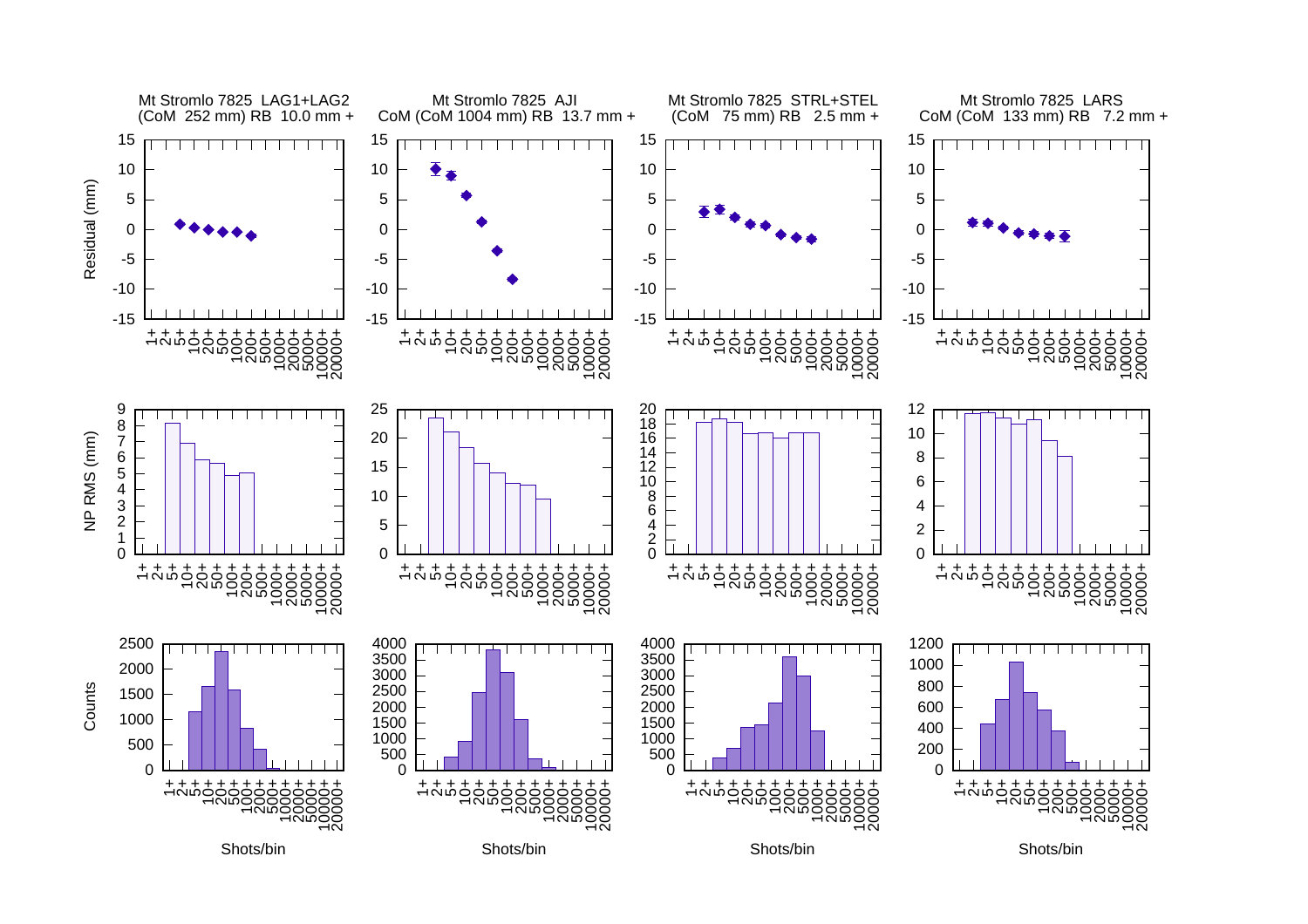Mt Stromlo 7825 LAG1+LAG2
(CoM 252 mm) RB 10.0 mm +

Mt Stromlo 7825 AJI
CoM (CoM 1004 mm) RB 13.7 mm +

Mt Stromlo 7825 STRL+STEL
(CoM 75 mm) RB 2.5 mm +

Mt Stromlo 7825 LARS
CoM (CoM 133 mm) RB 7.2 mm +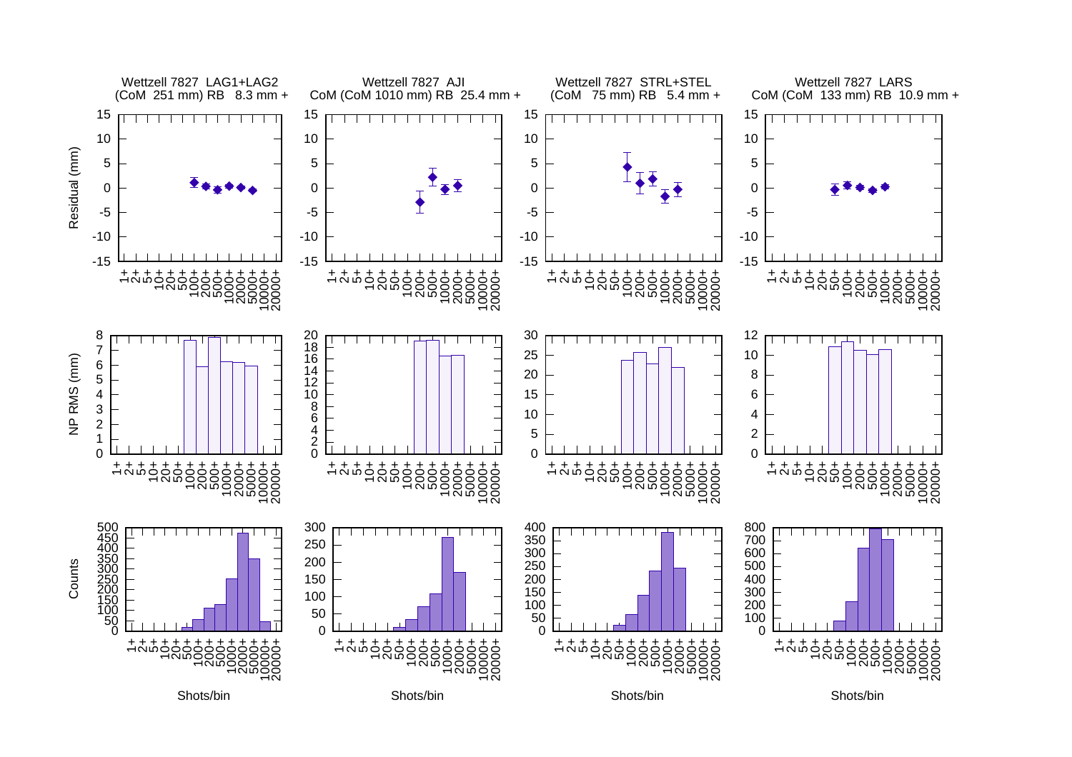Wettzell 7827 LAG1+LAG2
(CoM 251 mm) RB 8.3 mm +

Wettzell 7827 AJI
CoM (CoM 1010 mm) RB 25.4 mm +

Wettzell 7827 STRL+STEL
(CoM 75 mm) RB 5.4 mm +

Wettzell 7827 LARS
CoM (CoM 133 mm) RB 10.9 mm +

Residual (mm)

NP RMS (mm)

Counts

Shots/bin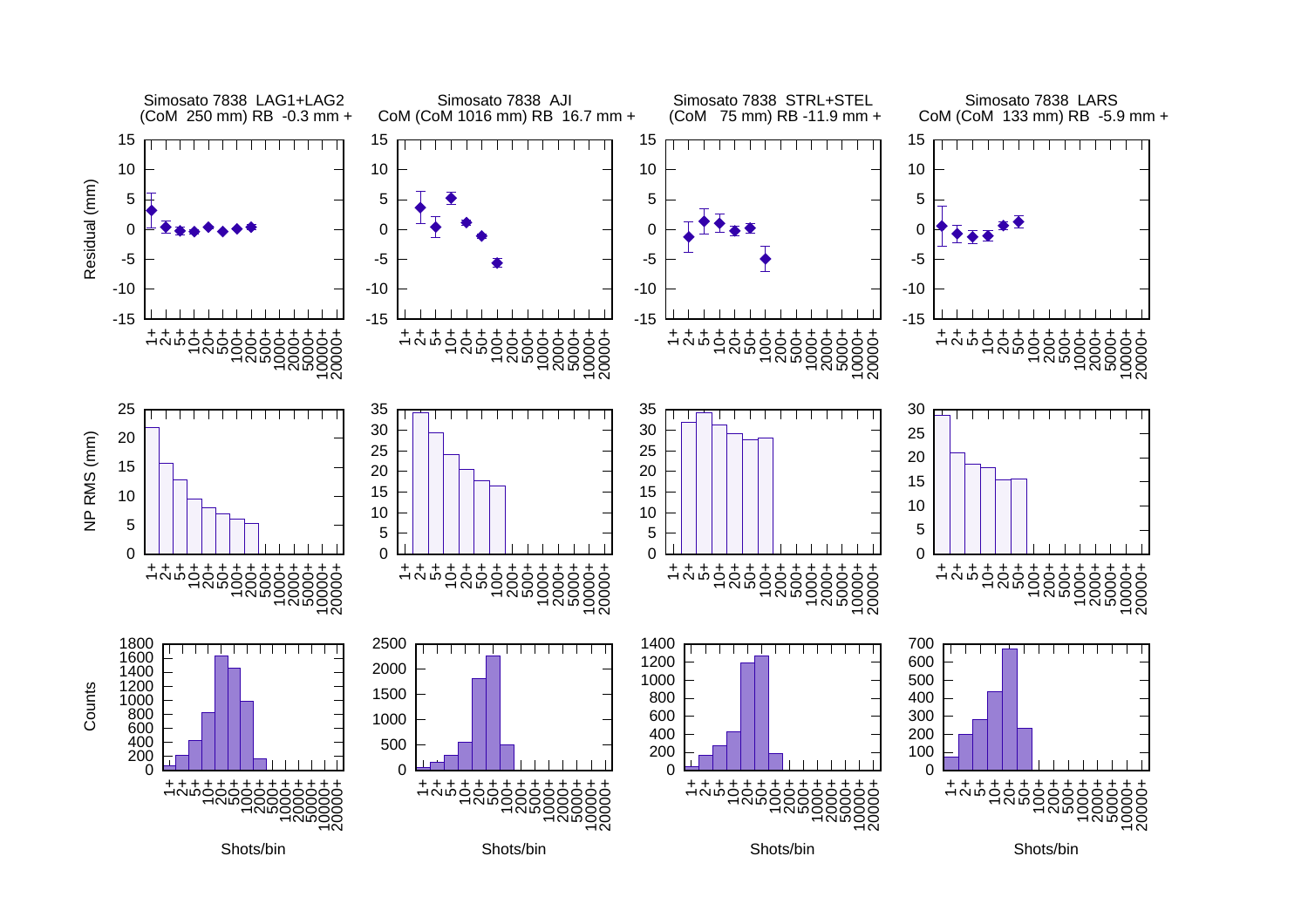Simosato 7838 LAG1+LAG2
(CoM 250 mm) RB -0.3 mm +

Simosato 7838 AJI
CoM (CoM 1016 mm) RB 16.7 mm +

Simosato 7838 STRL+STEL
(CoM 75 mm) RB -11.9 mm +

Simosato 7838 LARS
CoM (CoM 133 mm) RB -5.9 mm +

Residual (mm)

NP RMS (mm)

Counts

Shots/bin

1+ 2+ 5+ 10+ 20+ 50+ 100+ 200+ 500+ 1000+ 2000+ 5000+ 10000+ 20000+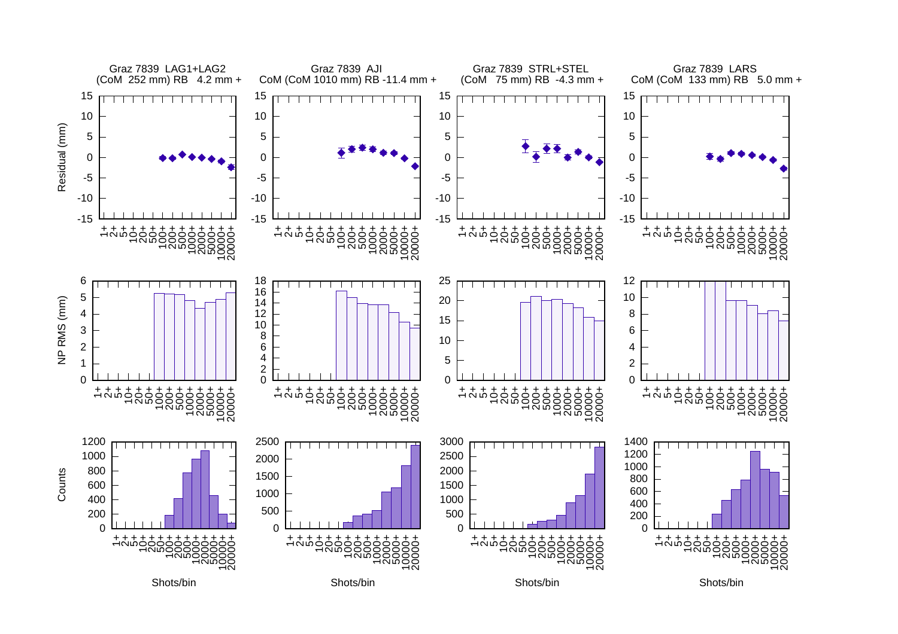Graz 7839 LAG1+LAG2
(CoM 252 mm) RB 4.2 mm +

Graz 7839 AJI
CoM (CoM 1010 mm) RB -11.4 mm +

Graz 7839 STRL+STEL
(CoM 75 mm) RB -4.3 mm +

Graz 7839 LARS
CoM (CoM 133 mm) RB 5.0 mm +

Residual (mm)

NP RMS (mm)

Counts

1+ 2+ 5+ 10+ 20+ 50+ 100+ 200+ 500+ 1000+ 2000+ 5000+ 10000+ 20000+

Shots/bin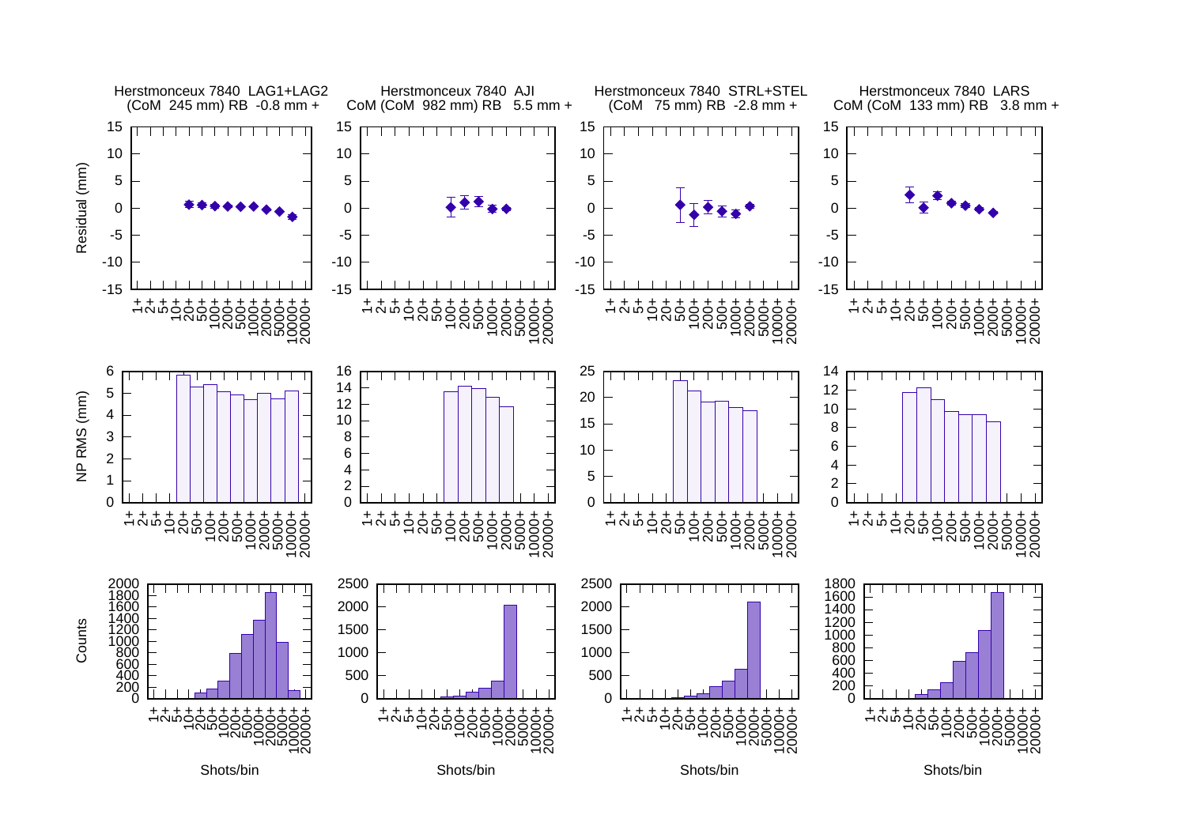Herstmonceux 7840 LAG1+LAG2
(CoM 245 mm) RB -0.8 mm +

Herstmonceux 7840 AJI
CoM (CoM 982 mm) RB 5.5 mm +

Herstmonceux 7840 STRL+STEL
(CoM 75 mm) RB -2.8 mm +

Herstmonceux 7840 LARS
CoM (CoM 133 mm) RB 3.8 mm +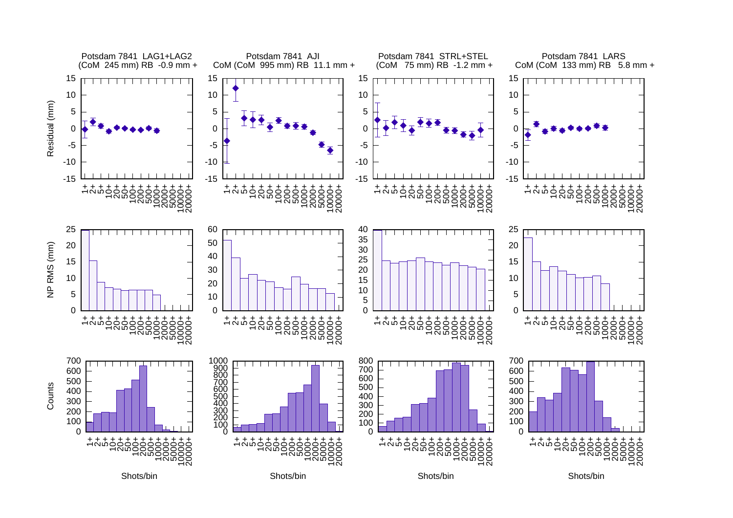Potsdam 7841 LAG1+LAG2
(CoM 245 mm) RB -0.9 mm +

Potsdam 7841 AJI
CoM (CoM 995 mm) RB 11.1 mm +

Potsdam 7841 STRL+STEL
(CoM 75 mm) RB -1.2 mm +

Potsdam 7841 LARS
CoM (CoM 133 mm) RB 5.8 mm +

Residual (mm)

NP RMS (mm)

Counts

Shots/bin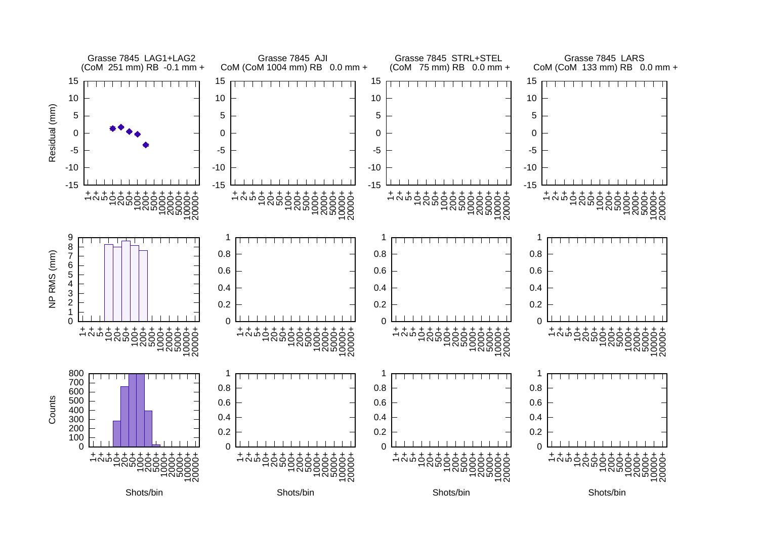Grasse 7845 LAG1+LAG2
(CoM 251 mm) RB -0.1 mm +

Grasse 7845 AJI
CoM (CoM 1004 mm) RB 0.0 mm +

Grasse 7845 STRL+STEL
(CoM 75 mm) RB 0.0 mm +

Grasse 7845 LARS
CoM (CoM 133 mm) RB 0.0 mm +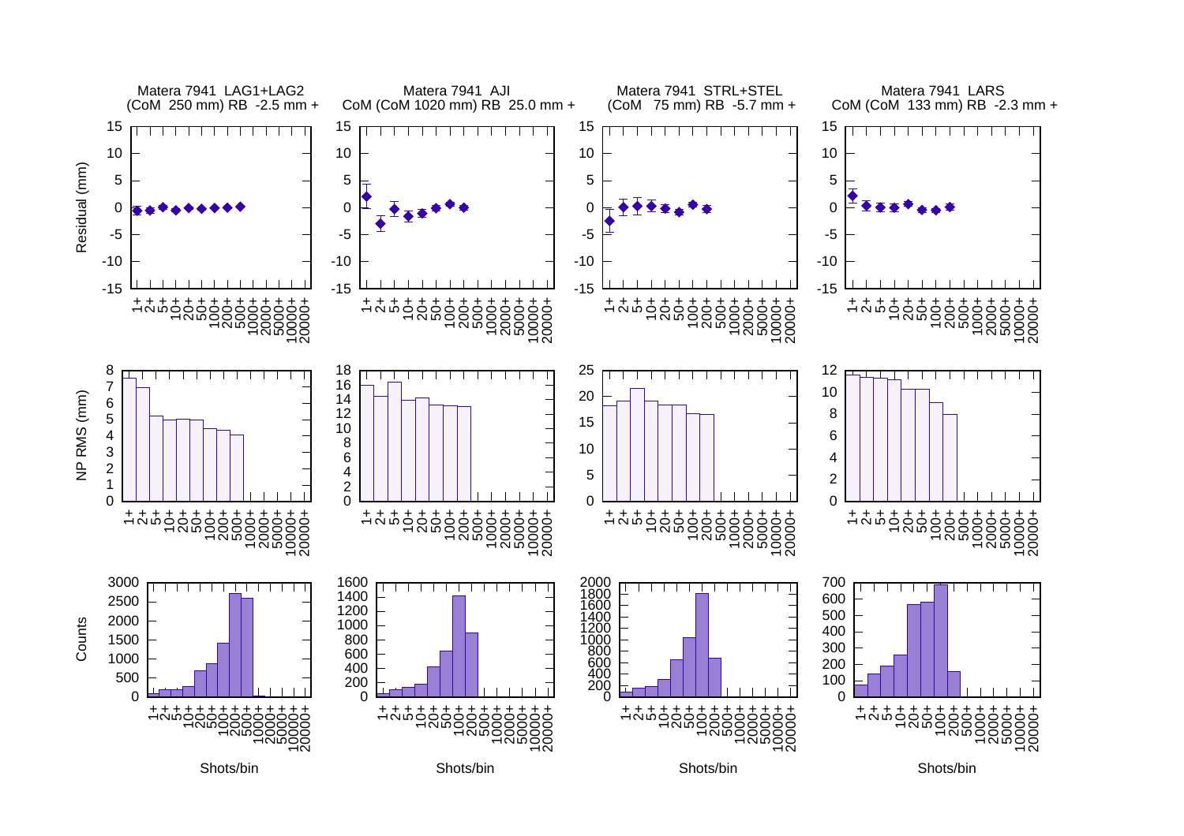Matera 7941 LAG1+LAG2
(CoM 250 mm) RB -2.5 mm +

Matera 7941 AJI
CoM (CoM 1020 mm) RB 25.0 mm +

Matera 7941 STRL+STEL
(CoM 75 mm) RB -5.7 mm +

Matera 7941 LARS
CoM (CoM 133 mm) RB -2.3 mm +

Residual (mm)

NP RMS (mm)

Counts

Shots/bin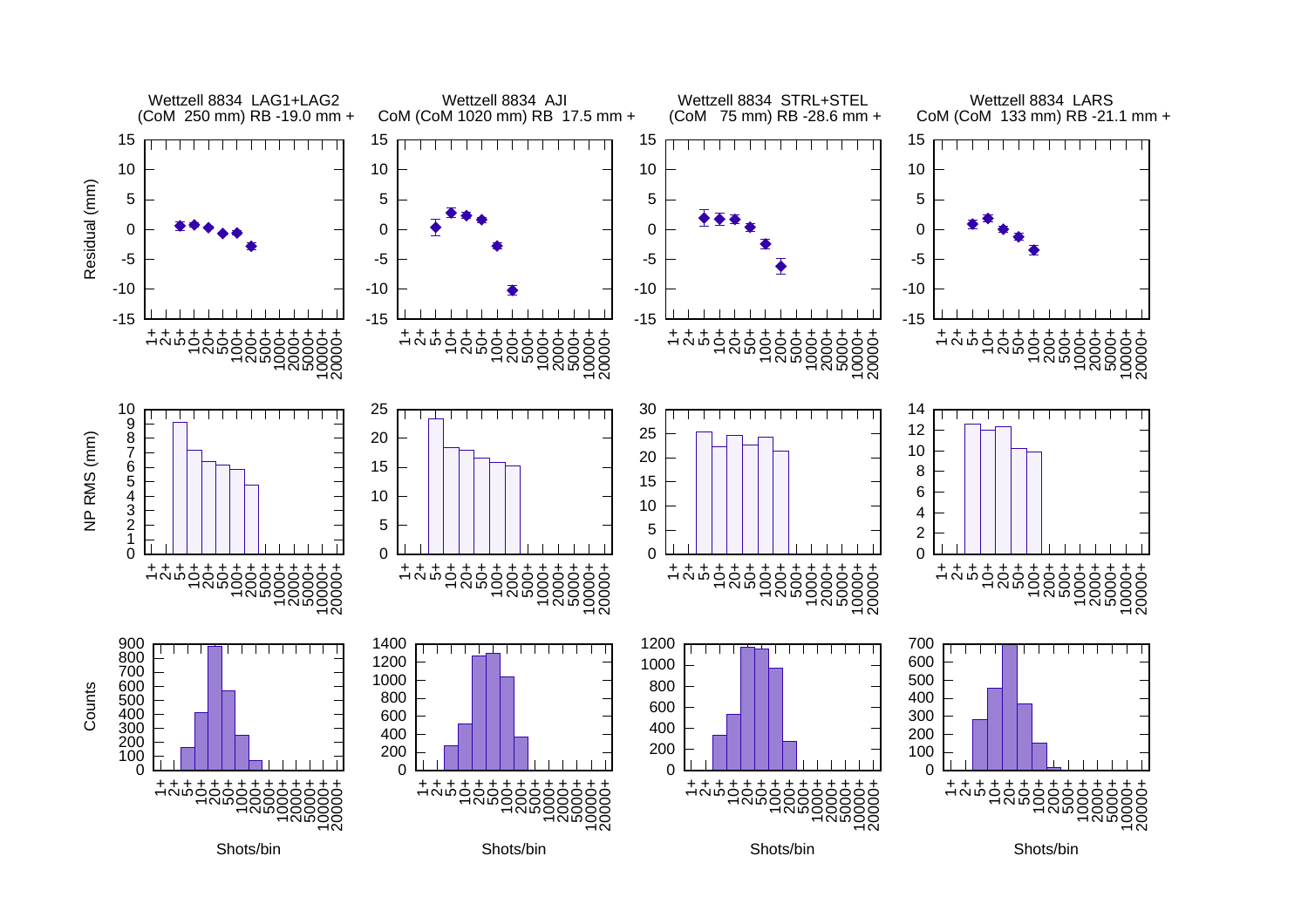Wettzell 8834 LAG1+LAG2
(CoM 250 mm) RB -19.0 mm +

Wettzell 8834 AJI
CoM (CoM 1020 mm) RB 17.5 mm +

Wettzell 8834 STRL+STEL
(CoM 75 mm) RB -28.6 mm +

Wettzell 8834 LARS
CoM (CoM 133 mm) RB -21.1 mm +

Residual (mm)

15
10
5
0
-5
-10
-15

1+ 2+ 5+ 10+ 20+ 50+ 100+ 200+ 500+ 1000+ 2000+ 5000+ 10000+ 20000+

NP RMS (mm)

Counts

Shots/bin